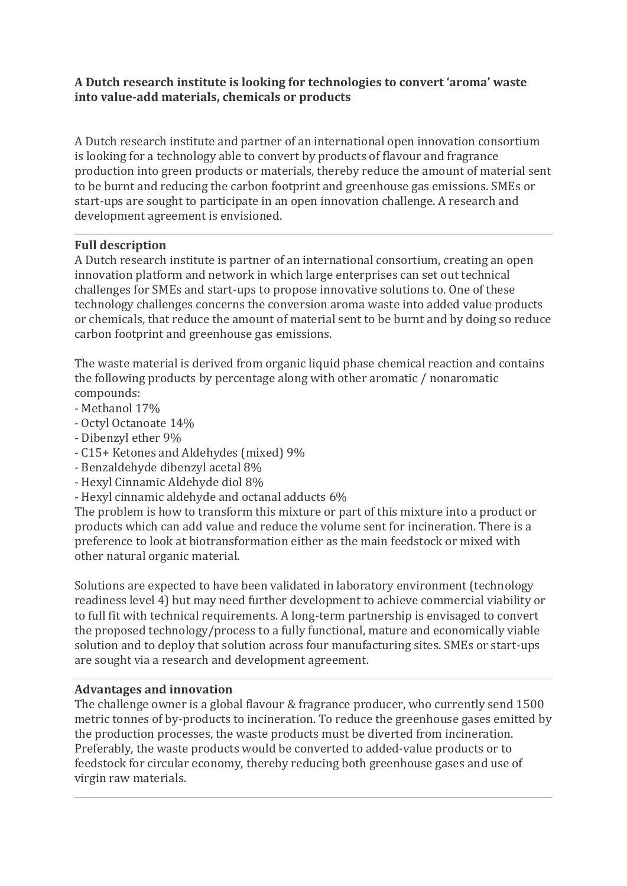**A Dutch research institute is looking for technologies to convert 'aroma' waste into value-add materials, chemicals or products**

A Dutch research institute and partner of an international open innovation consortium is looking for a technology able to convert by products of flavour and fragrance production into green products or materials, thereby reduce the amount of material sent to be burnt and reducing the carbon footprint and greenhouse gas emissions. SMEs or start-ups are sought to participate in an open innovation challenge. A research and development agreement is envisioned.

---

**Full description**

A Dutch research institute is partner of an international consortium, creating an open innovation platform and network in which large enterprises can set out technical challenges for SMEs and start-ups to propose innovative solutions to. One of these technology challenges concerns the conversion aroma waste into added value products or chemicals, that reduce the amount of material sent to be burnt and by doing so reduce carbon footprint and greenhouse gas emissions.

The waste material is derived from organic liquid phase chemical reaction and contains the following products by percentage along with other aromatic / nonaromatic compounds:

- Methanol 17%
- Octyl Octanoate 14%
- Dibenzyl ether 9%
- C15+ Ketones and Aldehydes (mixed) 9%
- Benzaldehyde dibenzyl acetal 8%
- Hexyl Cinnamic Aldehyde diol 8%
- Hexyl cinnamic aldehyde and octanal adducts 6%

The problem is how to transform this mixture or part of this mixture into a product or products which can add value and reduce the volume sent for incineration. There is a preference to look at biotransformation either as the main feedstock or mixed with other natural organic material.

Solutions are expected to have been validated in laboratory environment (technology readiness level 4) but may need further development to achieve commercial viability or to full fit with technical requirements. A long-term partnership is envisaged to convert the proposed technology/process to a fully functional, mature and economically viable solution and to deploy that solution across four manufacturing sites. SMEs or start-ups are sought via a research and development agreement.

---

**Advantages and innovation**

The challenge owner is a global flavour & fragrance producer, who currently send 1500 metric tonnes of by-products to incineration. To reduce the greenhouse gases emitted by the production processes, the waste products must be diverted from incineration. Preferably, the waste products would be converted to added-value products or to feedstock for circular economy, thereby reducing both greenhouse gases and use of virgin raw materials.

---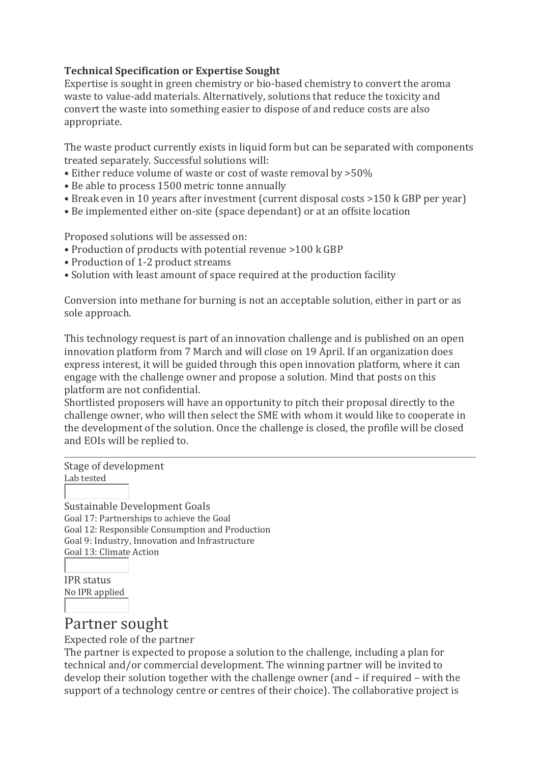**Technical Specification or Expertise Sought**

Expertise is sought in green chemistry or bio-based chemistry to convert the aroma waste to value-add materials. Alternatively, solutions that reduce the toxicity and convert the waste into something easier to dispose of and reduce costs are also appropriate.

The waste product currently exists in liquid form but can be separated with components treated separately. Successful solutions will:

- Either reduce volume of waste or cost of waste removal by >50%
- Be able to process 1500 metric tonne annually
- Break even in 10 years after investment (current disposal costs >150 k GBP per year)
- Be implemented either on-site (space dependant) or at an offsite location

Proposed solutions will be assessed on:

- Production of products with potential revenue >100 k GBP
- Production of 1-2 product streams
- Solution with least amount of space required at the production facility

Conversion into methane for burning is not an acceptable solution, either in part or as sole approach.

This technology request is part of an innovation challenge and is published on an open innovation platform from 7 March and will close on 19 April. If an organization does express interest, it will be guided through this open innovation platform, where it can engage with the challenge owner and propose a solution. Mind that posts on this platform are not confidential.

Shortlisted proposers will have an opportunity to pitch their proposal directly to the challenge owner, who will then select the SME with whom it would like to cooperate in the development of the solution. Once the challenge is closed, the profile will be closed and EOIs will be replied to.

---

Stage of development

Lab tested

Sustainable Development Goals

Goal 17: Partnerships to achieve the Goal

Goal 12: Responsible Consumption and Production

Goal 9: Industry, Innovation and Infrastructure

Goal 13: Climate Action

IPR status

No IPR applied

# Partner sought

Expected role of the partner

The partner is expected to propose a solution to the challenge, including a plan for technical and/or commercial development. The winning partner will be invited to develop their solution together with the challenge owner (and – if required – with the support of a technology centre or centres of their choice). The collaborative project is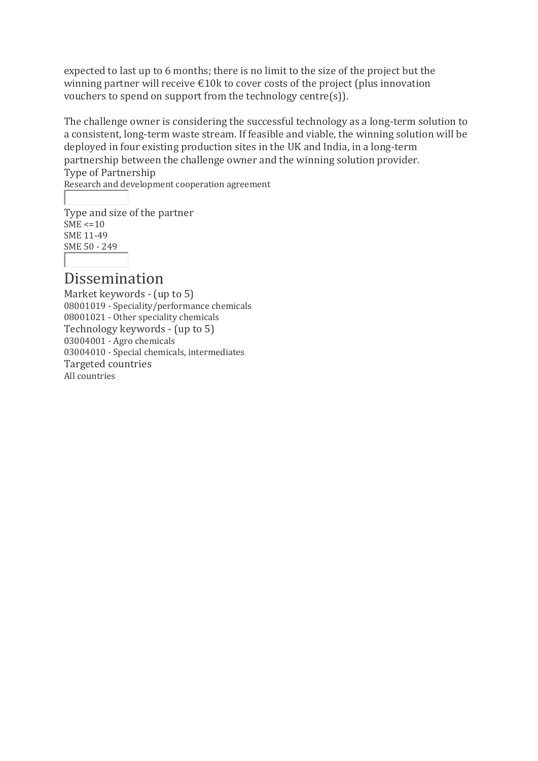expected to last up to 6 months; there is no limit to the size of the project but the winning partner will receive €10k to cover costs of the project (plus innovation vouchers to spend on support from the technology centre(s)).

The challenge owner is considering the successful technology as a long-term solution to a consistent, long-term waste stream. If feasible and viable, the winning solution will be deployed in four existing production sites in the UK and India, in a long-term partnership between the challenge owner and the winning solution provider.

Type of Partnership

Research and development cooperation agreement

Type and size of the partner

SME <=10
SME 11-49
SME 50 - 249

## Dissemination

Market keywords - (up to 5)

08001019 - Speciality/performance chemicals
08001021 - Other speciality chemicals

Technology keywords - (up to 5)

03004001 - Agro chemicals
03004010 - Special chemicals, intermediates

Targeted countries

All countries